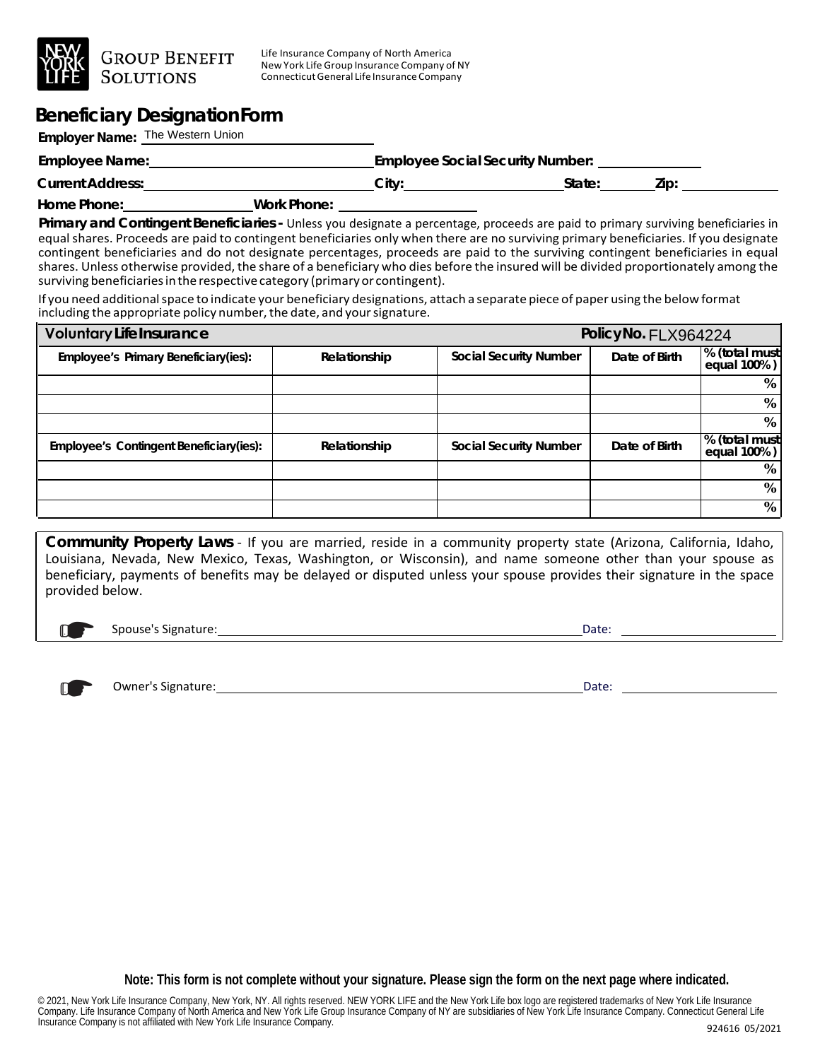NEW YORK LIFE GROUP BENEFIT SOLUTIONS

Life Insurance Company of North America
New York Life Group Insurance Company of NY
Connecticut General Life Insurance Company

# Beneficiary Designation Form

**Employer Name:** The Western Union

**Employee Name:** ______________________ **Employee Social Security Number:** ______________

**Current Address:** ______________________ **City:** ______________ **State:** ________ **Zip:** ________

**Home Phone:** ______________ **Work Phone:** ______________

**Primary and Contingent Beneficiaries -** Unless you designate a percentage, proceeds are paid to primary surviving beneficiaries in equal shares. Proceeds are paid to contingent beneficiaries only when there are no surviving primary beneficiaries. If you designate contingent beneficiaries and do not designate percentages, proceeds are paid to the surviving contingent beneficiaries in equal shares. Unless otherwise provided, the share of a beneficiary who dies before the insured will be divided proportionately among the surviving beneficiaries in the respective category (primary or contingent).

If you need additional space to indicate your beneficiary designations, attach a separate piece of paper using the below format including the appropriate policy number, the date, and your signature.

| **Voluntary Life Insurance** | | | **Policy No.** FLX964224 | |
|---|---|---|---|---|
| **Employee's Primary Beneficiary(ies):** | **Relationship** | **Social Security Number** | **Date of Birth** | **% (total must equal 100%)** |
| | | | | % |
| | | | | % |
| | | | | % |
| **Employee's Contingent Beneficiary(ies):** | **Relationship** | **Social Security Number** | **Date of Birth** | **% (total must equal 100%)** |
| | | | | % |
| | | | | % |
| | | | | % |

**Community Property Laws** - If you are married, reside in a community property state (Arizona, California, Idaho, Louisiana, Nevada, New Mexico, Texas, Washington, or Wisconsin), and name someone other than your spouse as beneficiary, payments of benefits may be delayed or disputed unless your spouse provides their signature in the space provided below.

Spouse's Signature: ______________________________ Date: ______________

Owner's Signature: ______________________________ Date: ______________

**Note: This form is not complete without your signature. Please sign the form on the next page where indicated.**

© 2021, New York Life Insurance Company, New York, NY. All rights reserved. NEW YORK LIFE and the New York Life box logo are registered trademarks of New York Life Insurance Company. Life Insurance Company of North America and New York Life Group Insurance Company of NY are subsidiaries of New York Life Insurance Company. Connecticut General Life Insurance Company is not affiliated with New York Life Insurance Company.

924616 05/2021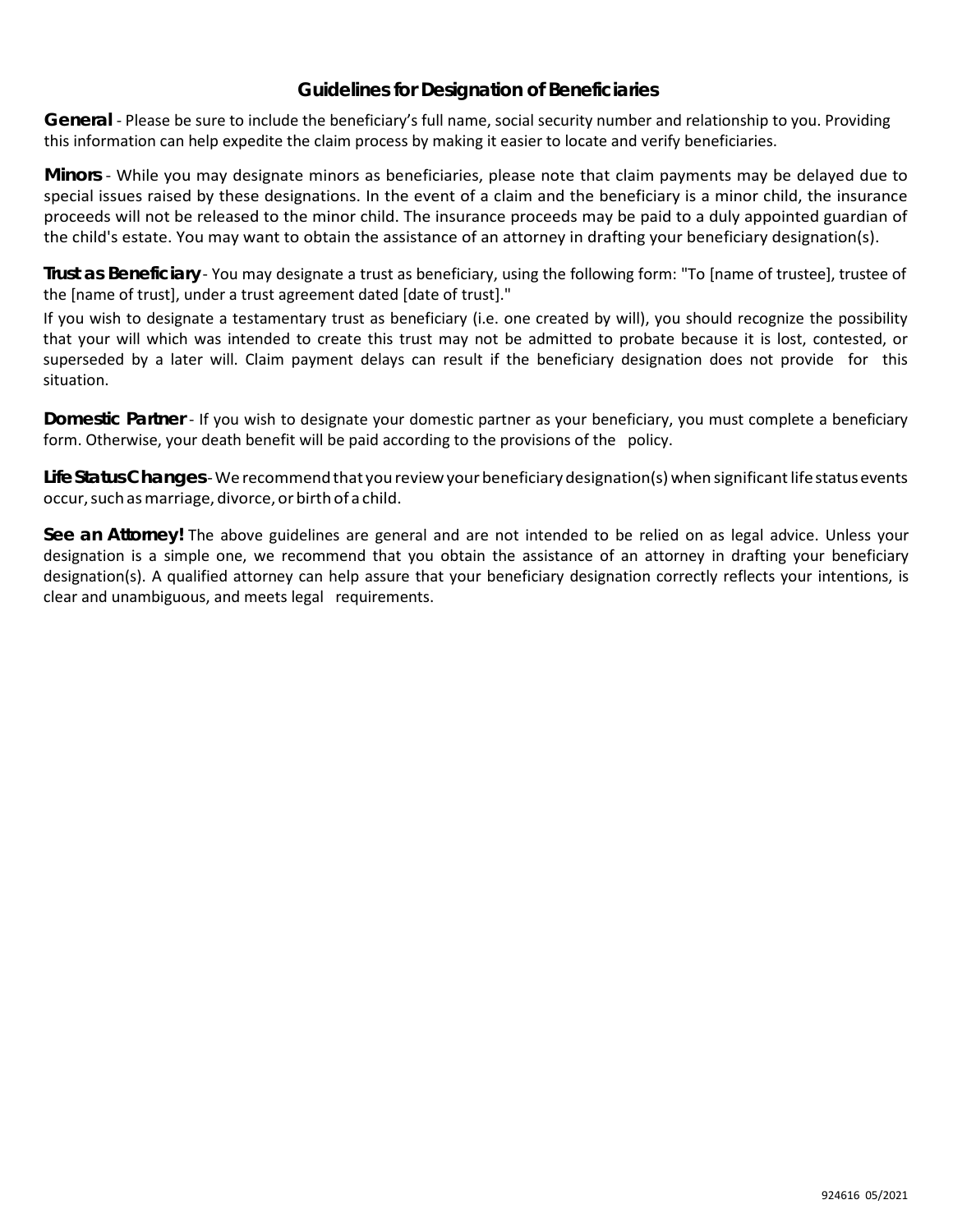## Guidelines for Designation of Beneficiaries

**General** - Please be sure to include the beneficiary's full name, social security number and relationship to you. Providing this information can help expedite the claim process by making it easier to locate and verify beneficiaries.

**Minors** - While you may designate minors as beneficiaries, please note that claim payments may be delayed due to special issues raised by these designations. In the event of a claim and the beneficiary is a minor child, the insurance proceeds will not be released to the minor child. The insurance proceeds may be paid to a duly appointed guardian of the child's estate. You may want to obtain the assistance of an attorney in drafting your beneficiary designation(s).

**Trust as Beneficiary** - You may designate a trust as beneficiary, using the following form: "To [name of trustee], trustee of the [name of trust], under a trust agreement dated [date of trust]."

If you wish to designate a testamentary trust as beneficiary (i.e. one created by will), you should recognize the possibility that your will which was intended to create this trust may not be admitted to probate because it is lost, contested, or superseded by a later will. Claim payment delays can result if the beneficiary designation does not provide for this situation.

**Domestic Partner** - If you wish to designate your domestic partner as your beneficiary, you must complete a beneficiary form. Otherwise, your death benefit will be paid according to the provisions of the policy.

**Life Status Changes** - We recommend that you review your beneficiary designation(s) when significant life status events occur, such as marriage, divorce, or birth of a child.

**See an Attorney!** The above guidelines are general and are not intended to be relied on as legal advice. Unless your designation is a simple one, we recommend that you obtain the assistance of an attorney in drafting your beneficiary designation(s). A qualified attorney can help assure that your beneficiary designation correctly reflects your intentions, is clear and unambiguous, and meets legal requirements.

924616 05/2021